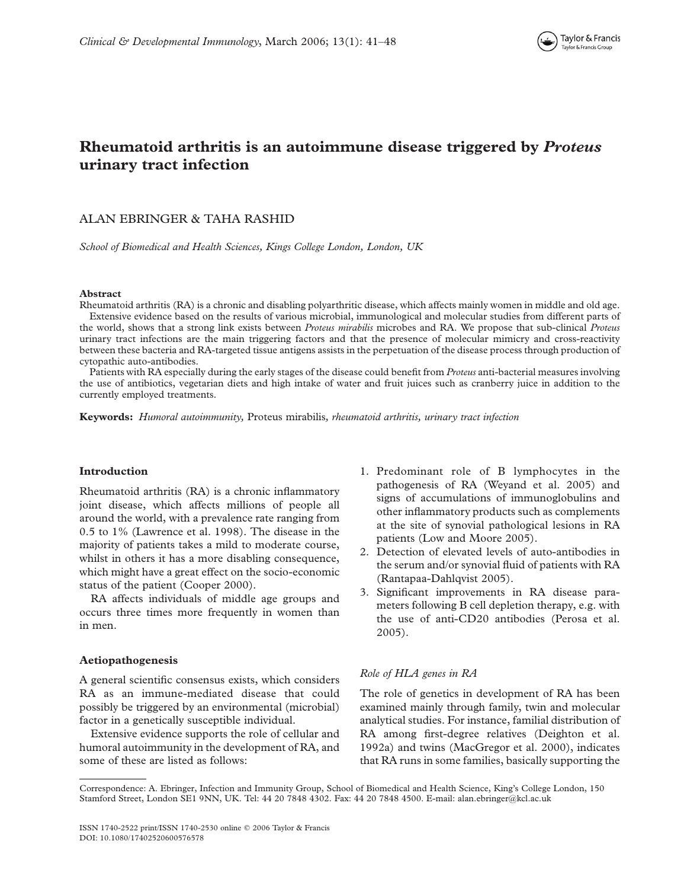# Rheumatoid arthritis is an autoimmune disease triggered by *Proteus* urinary tract infection

ALAN EBRINGER & TAHA RASHID

*School of Biomedical and Health Sciences, Kings College London, London, UK*

**Abstract**

Rheumatoid arthritis (RA) is a chronic and disabling polyarthritic disease, which affects mainly women in middle and old age.

Extensive evidence based on the results of various microbial, immunological and molecular studies from different parts of the world, shows that a strong link exists between *Proteus mirabilis* microbes and RA. We propose that sub-clinical *Proteus* urinary tract infections are the main triggering factors and that the presence of molecular mimicry and cross-reactivity between these bacteria and RA-targeted tissue antigens assists in the perpetuation of the disease process through production of cytopathic auto-antibodies.

Patients with RA especially during the early stages of the disease could benefit from *Proteus* anti-bacterial measures involving the use of antibiotics, vegetarian diets and high intake of water and fruit juices such as cranberry juice in addition to the currently employed treatments.

**Keywords:** *Humoral autoimmunity,* Proteus mirabilis*, rheumatoid arthritis, urinary tract infection*

## Introduction

Rheumatoid arthritis (RA) is a chronic inflammatory joint disease, which affects millions of people all around the world, with a prevalence rate ranging from 0.5 to 1% (Lawrence et al. 1998). The disease in the majority of patients takes a mild to moderate course, whilst in others it has a more disabling consequence, which might have a great effect on the socio-economic status of the patient (Cooper 2000).

RA affects individuals of middle age groups and occurs three times more frequently in women than in men.

## Aetiopathogenesis

A general scientific consensus exists, which considers RA as an immune-mediated disease that could possibly be triggered by an environmental (microbial) factor in a genetically susceptible individual.

Extensive evidence supports the role of cellular and humoral autoimmunity in the development of RA, and some of these are listed as follows:

1. Predominant role of B lymphocytes in the pathogenesis of RA (Weyand et al. 2005) and signs of accumulations of immunoglobulins and other inflammatory products such as complements at the site of synovial pathological lesions in RA patients (Low and Moore 2005).
2. Detection of elevated levels of auto-antibodies in the serum and/or synovial fluid of patients with RA (Rantapaa-Dahlqvist 2005).
3. Significant improvements in RA disease parameters following B cell depletion therapy, e.g. with the use of anti-CD20 antibodies (Perosa et al. 2005).

### *Role of HLA genes in RA*

The role of genetics in development of RA has been examined mainly through family, twin and molecular analytical studies. For instance, familial distribution of RA among first-degree relatives (Deighton et al. 1992a) and twins (MacGregor et al. 2000), indicates that RA runs in some families, basically supporting the

---

Correspondence: A. Ebringer, Infection and Immunity Group, School of Biomedical and Health Science, King's College London, 150 Stamford Street, London SE1 9NN, UK. Tel: 44 20 7848 4302. Fax: 44 20 7848 4500. E-mail: alan.ebringer@kcl.ac.uk

ISSN 1740-2522 print/ISSN 1740-2530 online © 2006 Taylor & Francis
DOI: 10.1080/17402520600576578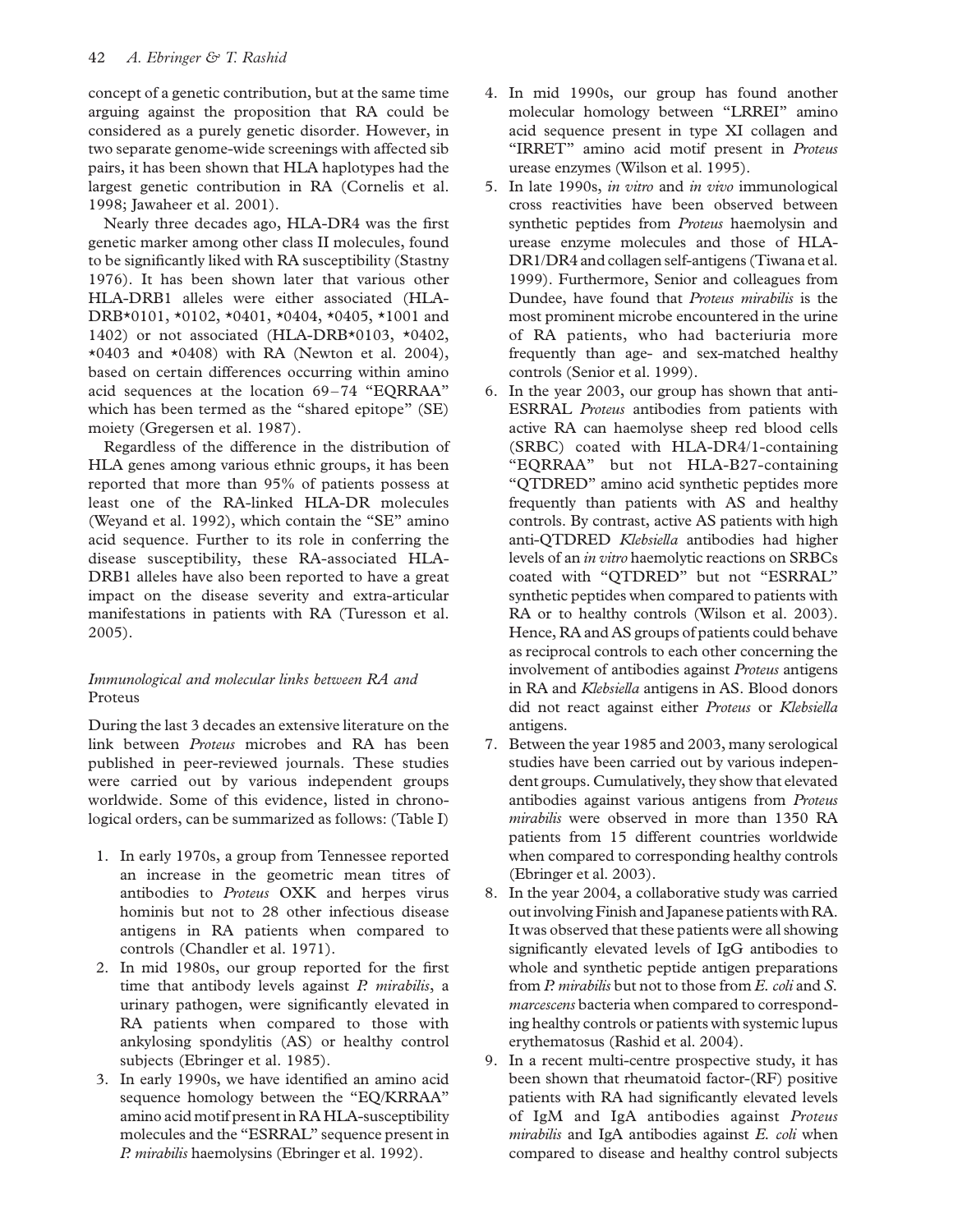concept of a genetic contribution, but at the same time arguing against the proposition that RA could be considered as a purely genetic disorder. However, in two separate genome-wide screenings with affected sib pairs, it has been shown that HLA haplotypes had the largest genetic contribution in RA (Cornelis et al. 1998; Jawaheer et al. 2001).

Nearly three decades ago, HLA-DR4 was the first genetic marker among other class II molecules, found to be significantly liked with RA susceptibility (Stastny 1976). It has been shown later that various other HLA-DRB1 alleles were either associated (HLA-DRB*0101, *0102, *0401, *0404, *0405, *1001 and 1402) or not associated (HLA-DRB*0103, *0402, *0403 and *0408) with RA (Newton et al. 2004), based on certain differences occurring within amino acid sequences at the location 69–74 "EQRRAA" which has been termed as the "shared epitope" (SE) moiety (Gregersen et al. 1987).

Regardless of the difference in the distribution of HLA genes among various ethnic groups, it has been reported that more than 95% of patients possess at least one of the RA-linked HLA-DR molecules (Weyand et al. 1992), which contain the "SE" amino acid sequence. Further to its role in conferring the disease susceptibility, these RA-associated HLA-DRB1 alleles have also been reported to have a great impact on the disease severity and extra-articular manifestations in patients with RA (Turesson et al. 2005).

### *Immunological and molecular links between RA and* Proteus

During the last 3 decades an extensive literature on the link between *Proteus* microbes and RA has been published in peer-reviewed journals. These studies were carried out by various independent groups worldwide. Some of this evidence, listed in chronological orders, can be summarized as follows: (Table I)

1. In early 1970s, a group from Tennessee reported an increase in the geometric mean titres of antibodies to *Proteus* OXK and herpes virus hominis but not to 28 other infectious disease antigens in RA patients when compared to controls (Chandler et al. 1971).
2. In mid 1980s, our group reported for the first time that antibody levels against *P. mirabilis*, a urinary pathogen, were significantly elevated in RA patients when compared to those with ankylosing spondylitis (AS) or healthy control subjects (Ebringer et al. 1985).
3. In early 1990s, we have identified an amino acid sequence homology between the "EQ/KRRAA" amino acid motif present in RA HLA-susceptibility molecules and the "ESRRAL" sequence present in *P. mirabilis* haemolysins (Ebringer et al. 1992).
4. In mid 1990s, our group has found another molecular homology between "LRREI" amino acid sequence present in type XI collagen and "IRRET" amino acid motif present in *Proteus* urease enzymes (Wilson et al. 1995).
5. In late 1990s, *in vitro* and *in vivo* immunological cross reactivities have been observed between synthetic peptides from *Proteus* haemolysin and urease enzyme molecules and those of HLA-DR1/DR4 and collagen self-antigens (Tiwana et al. 1999). Furthermore, Senior and colleagues from Dundee, have found that *Proteus mirabilis* is the most prominent microbe encountered in the urine of RA patients, who had bacteriuria more frequently than age- and sex-matched healthy controls (Senior et al. 1999).
6. In the year 2003, our group has shown that anti-ESRRAL *Proteus* antibodies from patients with active RA can haemolyse sheep red blood cells (SRBC) coated with HLA-DR4/1-containing "EQRRAA" but not HLA-B27-containing "QTDRED" amino acid synthetic peptides more frequently than patients with AS and healthy controls. By contrast, active AS patients with high anti-QTDRED *Klebsiella* antibodies had higher levels of an *in vitro* haemolytic reactions on SRBCs coated with "QTDRED" but not "ESRRAL" synthetic peptides when compared to patients with RA or to healthy controls (Wilson et al. 2003). Hence, RA and AS groups of patients could behave as reciprocal controls to each other concerning the involvement of antibodies against *Proteus* antigens in RA and *Klebsiella* antigens in AS. Blood donors did not react against either *Proteus* or *Klebsiella* antigens.
7. Between the year 1985 and 2003, many serological studies have been carried out by various independent groups. Cumulatively, they show that elevated antibodies against various antigens from *Proteus mirabilis* were observed in more than 1350 RA patients from 15 different countries worldwide when compared to corresponding healthy controls (Ebringer et al. 2003).
8. In the year 2004, a collaborative study was carried out involving Finish and Japanese patients with RA. It was observed that these patients were all showing significantly elevated levels of IgG antibodies to whole and synthetic peptide antigen preparations from *P. mirabilis* but not to those from *E. coli* and *S. marcescens* bacteria when compared to corresponding healthy controls or patients with systemic lupus erythematosus (Rashid et al. 2004).
9. In a recent multi-centre prospective study, it has been shown that rheumatoid factor-(RF) positive patients with RA had significantly elevated levels of IgM and IgA antibodies against *Proteus mirabilis* and IgA antibodies against *E. coli* when compared to disease and healthy control subjects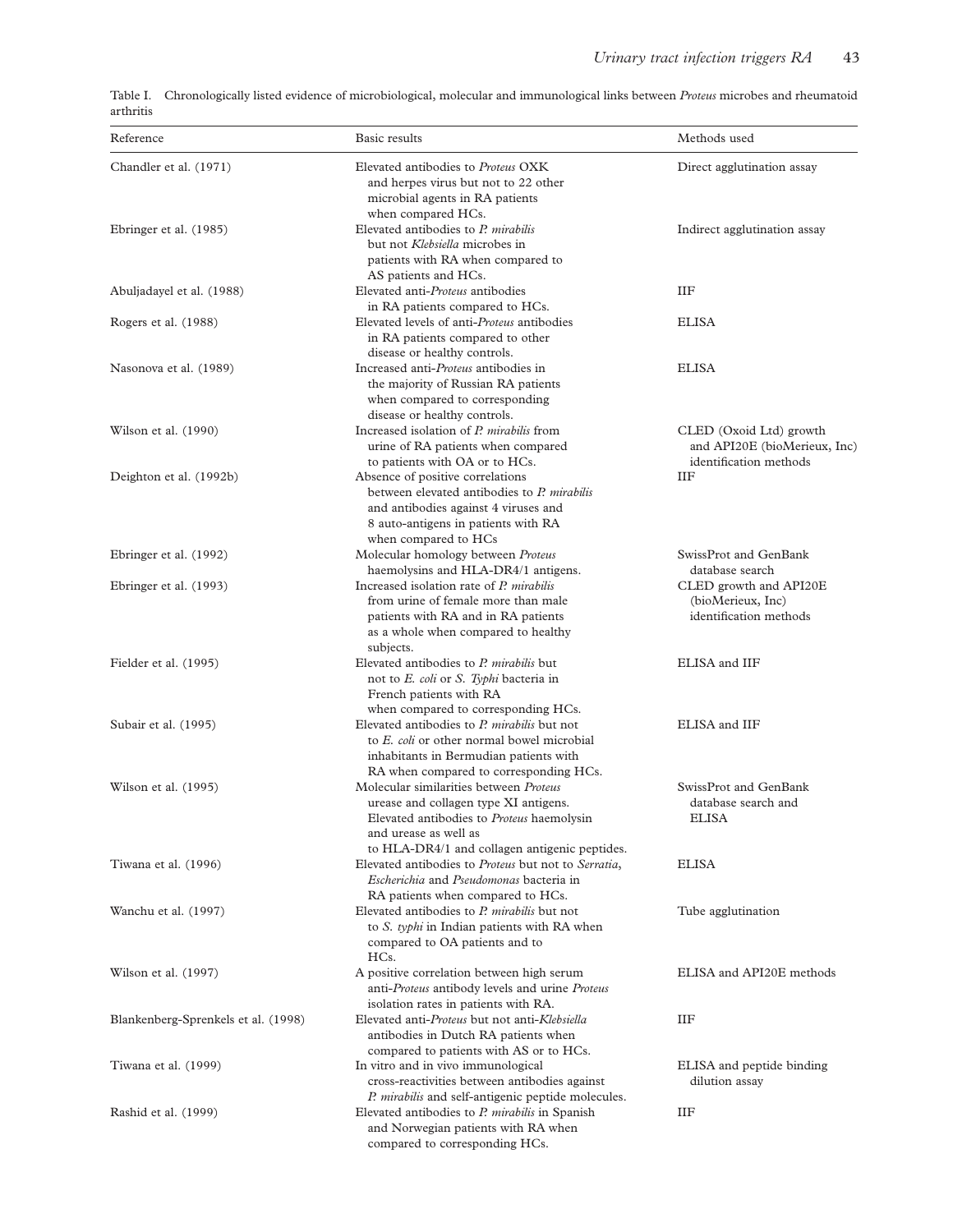Table I. Chronologically listed evidence of microbiological, molecular and immunological links between *Proteus* microbes and rheumatoid arthritis

| Reference | Basic results | Methods used |
|---|---|---|
| Chandler et al. (1971) | Elevated antibodies to *Proteus* OXK and herpes virus but not to 22 other microbial agents in RA patients when compared HCs. | Direct agglutination assay |
| Ebringer et al. (1985) | Elevated antibodies to *P. mirabilis* but not *Klebsiella* microbes in patients with RA when compared to AS patients and HCs. | Indirect agglutination assay |
| Abuljadayel et al. (1988) | Elevated anti-*Proteus* antibodies in RA patients compared to HCs. | IIF |
| Rogers et al. (1988) | Elevated levels of anti-*Proteus* antibodies in RA patients compared to other disease or healthy controls. | ELISA |
| Nasonova et al. (1989) | Increased anti-*Proteus* antibodies in the majority of Russian RA patients when compared to corresponding disease or healthy controls. | ELISA |
| Wilson et al. (1990) | Increased isolation of *P. mirabilis* from urine of RA patients when compared to patients with OA or to HCs. | CLED (Oxoid Ltd) growth and API20E (bioMerieux, Inc) identification methods |
| Deighton et al. (1992b) | Absence of positive correlations between elevated antibodies to *P. mirabilis* and antibodies against 4 viruses and 8 auto-antigens in patients with RA when compared to HCs | IIF |
| Ebringer et al. (1992) | Molecular homology between *Proteus* haemolysins and HLA-DR4/1 antigens. | SwissProt and GenBank database search |
| Ebringer et al. (1993) | Increased isolation rate of *P. mirabilis* from urine of female more than male patients with RA and in RA patients as a whole when compared to healthy subjects. | CLED growth and API20E (bioMerieux, Inc) identification methods |
| Fielder et al. (1995) | Elevated antibodies to *P. mirabilis* but not to *E. coli* or *S. Typhi* bacteria in French patients with RA when compared to corresponding HCs. | ELISA and IIF |
| Subair et al. (1995) | Elevated antibodies to *P. mirabilis* but not to *E. coli* or other normal bowel microbial inhabitants in Bermudian patients with RA when compared to corresponding HCs. | ELISA and IIF |
| Wilson et al. (1995) | Molecular similarities between *Proteus* urease and collagen type XI antigens. Elevated antibodies to *Proteus* haemolysin and urease as well as to HLA-DR4/1 and collagen antigenic peptides. | SwissProt and GenBank database search and ELISA |
| Tiwana et al. (1996) | Elevated antibodies to *Proteus* but not to *Serratia*, *Escherichia* and *Pseudomonas* bacteria in RA patients when compared to HCs. | ELISA |
| Wanchu et al. (1997) | Elevated antibodies to *P. mirabilis* but not to *S. typhi* in Indian patients with RA when compared to OA patients and to HCs. | Tube agglutination |
| Wilson et al. (1997) | A positive correlation between high serum anti-*Proteus* antibody levels and urine *Proteus* isolation rates in patients with RA. | ELISA and API20E methods |
| Blankenberg-Sprenkels et al. (1998) | Elevated anti-*Proteus* but not anti-*Klebsiella* antibodies in Dutch RA patients when compared to patients with AS or to HCs. | IIF |
| Tiwana et al. (1999) | In vitro and in vivo immunological cross-reactivities between antibodies against *P. mirabilis* and self-antigenic peptide molecules. | ELISA and peptide binding dilution assay |
| Rashid et al. (1999) | Elevated antibodies to *P. mirabilis* in Spanish and Norwegian patients with RA when compared to corresponding HCs. | IIF |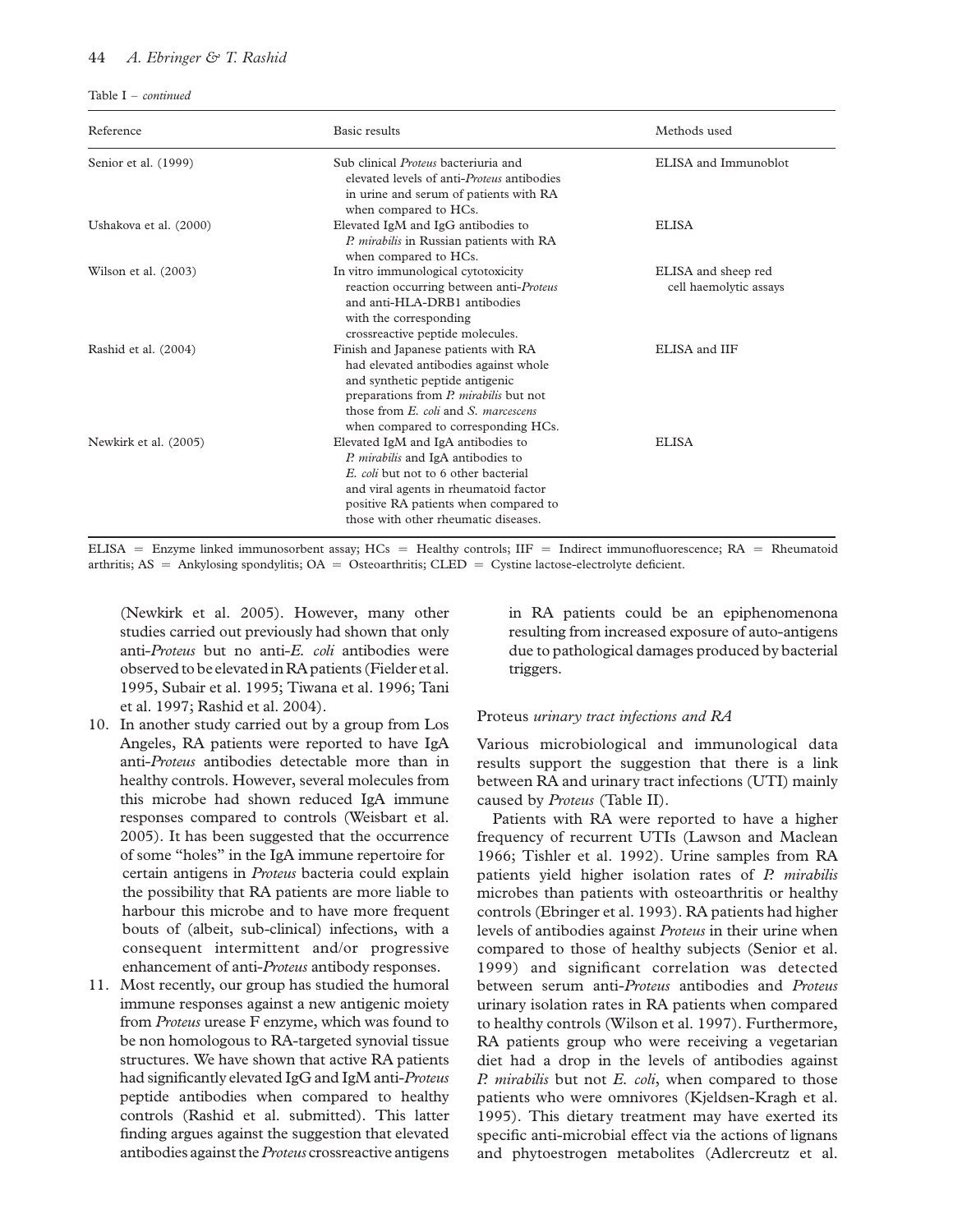Table I – *continued*

| Reference | Basic results | Methods used |
|---|---|---|
| Senior et al. (1999) | Sub clinical *Proteus* bacteriuria and elevated levels of anti-*Proteus* antibodies in urine and serum of patients with RA when compared to HCs. | ELISA and Immunoblot |
| Ushakova et al. (2000) | Elevated IgM and IgG antibodies to *P. mirabilis* in Russian patients with RA when compared to HCs. | ELISA |
| Wilson et al. (2003) | In vitro immunological cytotoxicity reaction occurring between anti-*Proteus* and anti-HLA-DRB1 antibodies with the corresponding crossreactive peptide molecules. | ELISA and sheep red cell haemolytic assays |
| Rashid et al. (2004) | Finish and Japanese patients with RA had elevated antibodies against whole and synthetic peptide antigenic preparations from *P. mirabilis* but not those from *E. coli* and *S. marcescens* when compared to corresponding HCs. | ELISA and IIF |
| Newkirk et al. (2005) | Elevated IgM and IgA antibodies to *P. mirabilis* and IgA antibodies to *E. coli* but not to 6 other bacterial and viral agents in rheumatoid factor positive RA patients when compared to those with other rheumatic diseases. | ELISA |

ELISA = Enzyme linked immunosorbent assay; HCs = Healthy controls; IIF = Indirect immunofluorescence; RA = Rheumatoid arthritis; AS = Ankylosing spondylitis; OA = Osteoarthritis; CLED = Cystine lactose-electrolyte deficient.

(Newkirk et al. 2005). However, many other studies carried out previously had shown that only anti-*Proteus* but no anti-*E. coli* antibodies were observed to be elevated in RA patients (Fielder et al. 1995, Subair et al. 1995; Tiwana et al. 1996; Tani et al. 1997; Rashid et al. 2004).

10. In another study carried out by a group from Los Angeles, RA patients were reported to have IgA anti-*Proteus* antibodies detectable more than in healthy controls. However, several molecules from this microbe had shown reduced IgA immune responses compared to controls (Weisbart et al. 2005). It has been suggested that the occurrence of some "holes" in the IgA immune repertoire for certain antigens in *Proteus* bacteria could explain the possibility that RA patients are more liable to harbour this microbe and to have more frequent bouts of (albeit, sub-clinical) infections, with a consequent intermittent and/or progressive enhancement of anti-*Proteus* antibody responses.
11. Most recently, our group has studied the humoral immune responses against a new antigenic moiety from *Proteus* urease F enzyme, which was found to be non homologous to RA-targeted synovial tissue structures. We have shown that active RA patients had significantly elevated IgG and IgM anti-*Proteus* peptide antibodies when compared to healthy controls (Rashid et al. submitted). This latter finding argues against the suggestion that elevated antibodies against the *Proteus* crossreactive antigens in RA patients could be an epiphenomenona resulting from increased exposure of auto-antigens due to pathological damages produced by bacterial triggers.

## Proteus *urinary tract infections and RA*

Various microbiological and immunological data results support the suggestion that there is a link between RA and urinary tract infections (UTI) mainly caused by *Proteus* (Table II).

Patients with RA were reported to have a higher frequency of recurrent UTIs (Lawson and Maclean 1966; Tishler et al. 1992). Urine samples from RA patients yield higher isolation rates of *P. mirabilis* microbes than patients with osteoarthritis or healthy controls (Ebringer et al. 1993). RA patients had higher levels of antibodies against *Proteus* in their urine when compared to those of healthy subjects (Senior et al. 1999) and significant correlation was detected between serum anti-*Proteus* antibodies and *Proteus* urinary isolation rates in RA patients when compared to healthy controls (Wilson et al. 1997). Furthermore, RA patients group who were receiving a vegetarian diet had a drop in the levels of antibodies against *P. mirabilis* but not *E. coli*, when compared to those patients who were omnivores (Kjeldsen-Kragh et al. 1995). This dietary treatment may have exerted its specific anti-microbial effect via the actions of lignans and phytoestrogen metabolites (Adlercreutz et al.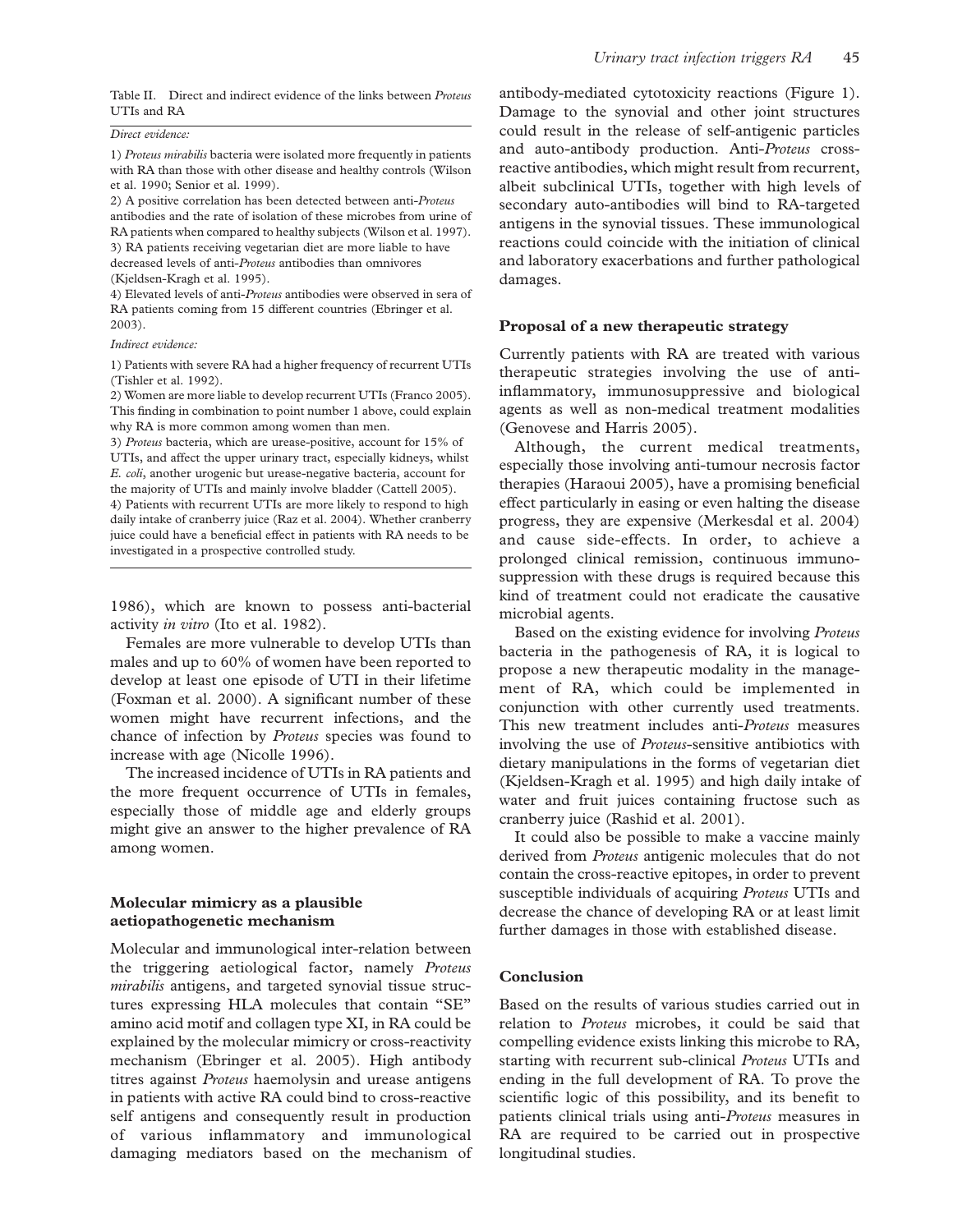Table II. Direct and indirect evidence of the links between *Proteus* UTIs and RA

*Direct evidence:*

1) *Proteus mirabilis* bacteria were isolated more frequently in patients with RA than those with other disease and healthy controls (Wilson et al. 1990; Senior et al. 1999).
2) A positive correlation has been detected between anti-*Proteus* antibodies and the rate of isolation of these microbes from urine of RA patients when compared to healthy subjects (Wilson et al. 1997).
3) RA patients receiving vegetarian diet are more liable to have decreased levels of anti-*Proteus* antibodies than omnivores (Kjeldsen-Kragh et al. 1995).
4) Elevated levels of anti-*Proteus* antibodies were observed in sera of RA patients coming from 15 different countries (Ebringer et al. 2003).

*Indirect evidence:*

1) Patients with severe RA had a higher frequency of recurrent UTIs (Tishler et al. 1992).
2) Women are more liable to develop recurrent UTIs (Franco 2005). This finding in combination to point number 1 above, could explain why RA is more common among women than men.
3) *Proteus* bacteria, which are urease-positive, account for 15% of UTIs, and affect the upper urinary tract, especially kidneys, whilst *E. coli*, another urogenic but urease-negative bacteria, account for the majority of UTIs and mainly involve bladder (Cattell 2005).
4) Patients with recurrent UTIs are more likely to respond to high daily intake of cranberry juice (Raz et al. 2004). Whether cranberry juice could have a beneficial effect in patients with RA needs to be investigated in a prospective controlled study.

1986), which are known to possess anti-bacterial activity *in vitro* (Ito et al. 1982).

Females are more vulnerable to develop UTIs than males and up to 60% of women have been reported to develop at least one episode of UTI in their lifetime (Foxman et al. 2000). A significant number of these women might have recurrent infections, and the chance of infection by *Proteus* species was found to increase with age (Nicolle 1996).

The increased incidence of UTIs in RA patients and the more frequent occurrence of UTIs in females, especially those of middle age and elderly groups might give an answer to the higher prevalence of RA among women.

## Molecular mimicry as a plausible aetiopathogenetic mechanism

Molecular and immunological inter-relation between the triggering aetiological factor, namely *Proteus mirabilis* antigens, and targeted synovial tissue structures expressing HLA molecules that contain "SE" amino acid motif and collagen type XI, in RA could be explained by the molecular mimicry or cross-reactivity mechanism (Ebringer et al. 2005). High antibody titres against *Proteus* haemolysin and urease antigens in patients with active RA could bind to cross-reactive self antigens and consequently result in production of various inflammatory and immunological damaging mediators based on the mechanism of antibody-mediated cytotoxicity reactions (Figure 1). Damage to the synovial and other joint structures could result in the release of self-antigenic particles and auto-antibody production. Anti-*Proteus* cross-reactive antibodies, which might result from recurrent, albeit subclinical UTIs, together with high levels of secondary auto-antibodies will bind to RA-targeted antigens in the synovial tissues. These immunological reactions could coincide with the initiation of clinical and laboratory exacerbations and further pathological damages.

## Proposal of a new therapeutic strategy

Currently patients with RA are treated with various therapeutic strategies involving the use of anti-inflammatory, immunosuppressive and biological agents as well as non-medical treatment modalities (Genovese and Harris 2005).

Although, the current medical treatments, especially those involving anti-tumour necrosis factor therapies (Haraoui 2005), have a promising beneficial effect particularly in easing or even halting the disease progress, they are expensive (Merkesdal et al. 2004) and cause side-effects. In order, to achieve a prolonged clinical remission, continuous immunosuppression with these drugs is required because this kind of treatment could not eradicate the causative microbial agents.

Based on the existing evidence for involving *Proteus* bacteria in the pathogenesis of RA, it is logical to propose a new therapeutic modality in the management of RA, which could be implemented in conjunction with other currently used treatments. This new treatment includes anti-*Proteus* measures involving the use of *Proteus*-sensitive antibiotics with dietary manipulations in the forms of vegetarian diet (Kjeldsen-Kragh et al. 1995) and high daily intake of water and fruit juices containing fructose such as cranberry juice (Rashid et al. 2001).

It could also be possible to make a vaccine mainly derived from *Proteus* antigenic molecules that do not contain the cross-reactive epitopes, in order to prevent susceptible individuals of acquiring *Proteus* UTIs and decrease the chance of developing RA or at least limit further damages in those with established disease.

## Conclusion

Based on the results of various studies carried out in relation to *Proteus* microbes, it could be said that compelling evidence exists linking this microbe to RA, starting with recurrent sub-clinical *Proteus* UTIs and ending in the full development of RA. To prove the scientific logic of this possibility, and its benefit to patients clinical trials using anti-*Proteus* measures in RA are required to be carried out in prospective longitudinal studies.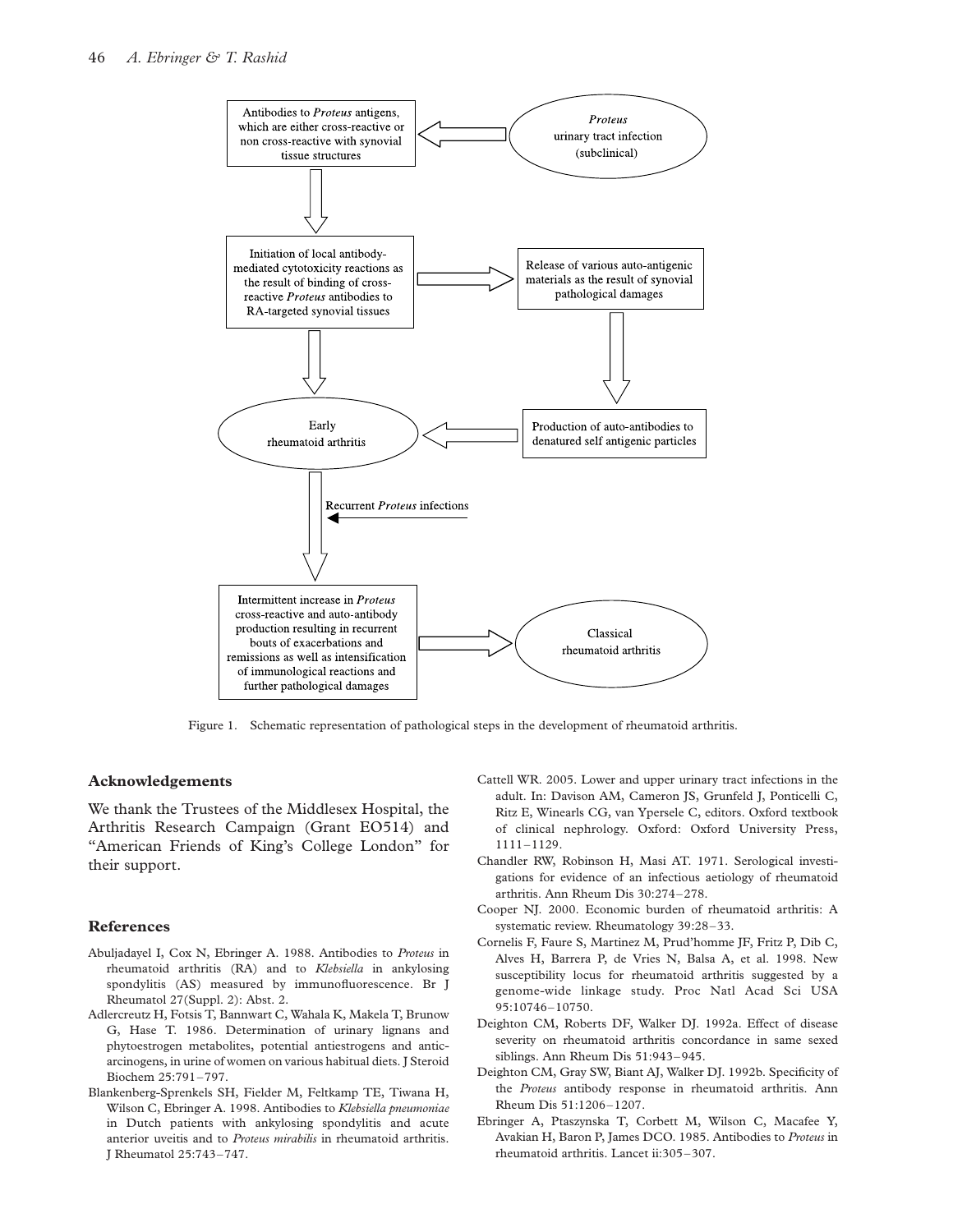Antibodies to *Proteus* antigens, which are either cross-reactive or non cross-reactive with synovial tissue structures ← *Proteus* urinary tract infection (subclinical)

↓

Initiation of local antibody-mediated cytotoxicity reactions as the result of binding of cross-reactive *Proteus* antibodies to RA-targeted synovial tissues → Release of various auto-antigenic materials as the result of synovial pathological damages

↓

Early rheumatoid arthritis ← Production of auto-antibodies to denatured self antigenic particles

↓ Recurrent *Proteus* infections

Intermittent increase in *Proteus* cross-reactive and auto-antibody production resulting in recurrent bouts of exacerbations and remissions as well as intensification of immunological reactions and further pathological damages → Classical rheumatoid arthritis

Figure 1. Schematic representation of pathological steps in the development of rheumatoid arthritis.

## Acknowledgements

We thank the Trustees of the Middlesex Hospital, the Arthritis Research Campaign (Grant EO514) and "American Friends of King's College London" for their support.

## References

Abuljadayel I, Cox N, Ebringer A. 1988. Antibodies to *Proteus* in rheumatoid arthritis (RA) and to *Klebsiella* in ankylosing spondylitis (AS) measured by immunofluorescence. Br J Rheumatol 27(Suppl. 2): Abst. 2.

Adlercreutz H, Fotsis T, Bannwart C, Wahala K, Makela T, Brunow G, Hase T. 1986. Determination of urinary lignans and phytoestrogen metabolites, potential antiestrogens and anticarcinogens, in urine of women on various habitual diets. J Steroid Biochem 25:791–797.

Blankenberg-Sprenkels SH, Fielder M, Feltkamp TE, Tiwana H, Wilson C, Ebringer A. 1998. Antibodies to *Klebsiella pneumoniae* in Dutch patients with ankylosing spondylitis and acute anterior uveitis and to *Proteus mirabilis* in rheumatoid arthritis. J Rheumatol 25:743–747.

Cattell WR. 2005. Lower and upper urinary tract infections in the adult. In: Davison AM, Cameron JS, Grunfeld J, Ponticelli C, Ritz E, Winearls CG, van Ypersele C, editors. Oxford textbook of clinical nephrology. Oxford: Oxford University Press, 1111–1129.

Chandler RW, Robinson H, Masi AT. 1971. Serological investigations for evidence of an infectious aetiology of rheumatoid arthritis. Ann Rheum Dis 30:274–278.

Cooper NJ. 2000. Economic burden of rheumatoid arthritis: A systematic review. Rheumatology 39:28–33.

Cornelis F, Faure S, Martinez M, Prud'homme JF, Fritz P, Dib C, Alves H, Barrera P, de Vries N, Balsa A, et al. 1998. New susceptibility locus for rheumatoid arthritis suggested by a genome-wide linkage study. Proc Natl Acad Sci USA 95:10746–10750.

Deighton CM, Roberts DF, Walker DJ. 1992a. Effect of disease severity on rheumatoid arthritis concordance in same sexed siblings. Ann Rheum Dis 51:943–945.

Deighton CM, Gray SW, Biant AJ, Walker DJ. 1992b. Specificity of the *Proteus* antibody response in rheumatoid arthritis. Ann Rheum Dis 51:1206–1207.

Ebringer A, Ptaszynska T, Corbett M, Wilson C, Macafee Y, Avakian H, Baron P, James DCO. 1985. Antibodies to *Proteus* in rheumatoid arthritis. Lancet ii:305–307.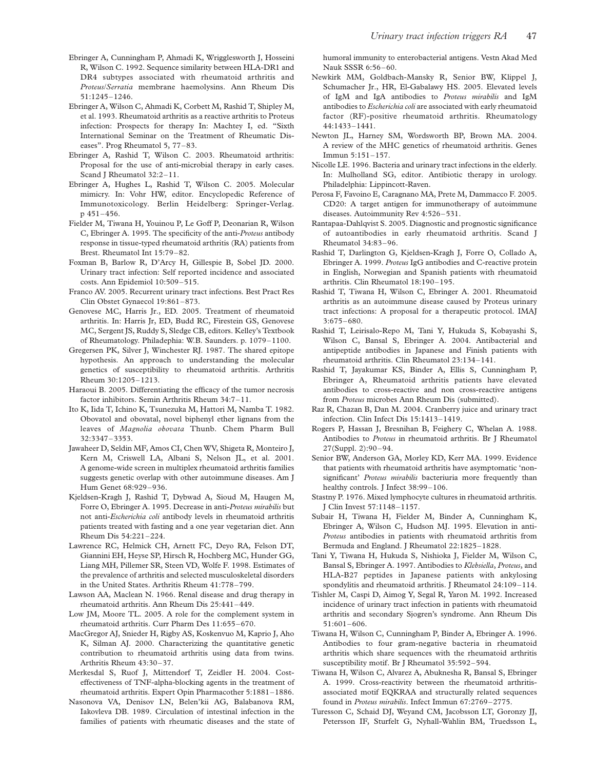Ebringer A, Cunningham P, Ahmadi K, Wrigglesworth J, Hosseini R, Wilson C. 1992. Sequence similarity between HLA-DR1 and DR4 subtypes associated with rheumatoid arthritis and *Proteus/Serratia* membrane haemolysins. Ann Rheum Dis 51:1245–1246.

Ebringer A, Wilson C, Ahmadi K, Corbett M, Rashid T, Shipley M, et al. 1993. Rheumatoid arthritis as a reactive arthritis to Proteus infection: Prospects for therapy In: Machtey I, ed. "Sixth International Seminar on the Treatment of Rheumatic Diseases". Prog Rheumatol 5, 77–83.

Ebringer A, Rashid T, Wilson C. 2003. Rheumatoid arthritis: Proposal for the use of anti-microbial therapy in early cases. Scand J Rheumatol 32:2–11.

Ebringer A, Hughes L, Rashid T, Wilson C. 2005. Molecular mimicry. In: Vohr HW, editor. Encyclopedic Reference of Immunotoxicology. Berlin Heidelberg: Springer-Verlag. p 451–456.

Fielder M, Tiwana H, Youinou P, Le Goff P, Deonarian R, Wilson C, Ebringer A. 1995. The specificity of the anti-*Proteus* antibody response in tissue-typed rheumatoid arthritis (RA) patients from Brest. Rheumatol Int 15:79–82.

Foxman B, Barlow R, D'Arcy H, Gillespie B, Sobel JD. 2000. Urinary tract infection: Self reported incidence and associated costs. Ann Epidemiol 10:509–515.

Franco AV. 2005. Recurrent urinary tract infections. Best Pract Res Clin Obstet Gynaecol 19:861–873.

Genovese MC, Harris Jr., ED. 2005. Treatment of rheumatoid arthritis. In: Harris Jr, ED, Budd RC, Firestein GS, Genovese MC, Sergent JS, Ruddy S, Sledge CB, editors. Kelley's Textbook of Rheumatology. Philadephia: W.B. Saunders. p. 1079–1100.

Gregersen PK, Silver J, Winchester RJ. 1987. The shared epitope hypothesis. An approach to understanding the molecular genetics of susceptibility to rheumatoid arthritis. Arthritis Rheum 30:1205–1213.

Haraoui B. 2005. Differentiating the efficacy of the tumor necrosis factor inhibitors. Semin Arthritis Rheum 34:7–11.

Ito K, Iida T, Ichino K, Tsunezuka M, Hattori M, Namba T. 1982. Obovatol and obovatal, novel biphenyl ether lignans from the leaves of *Magnolia obovata* Thunb. Chem Pharm Bull 32:3347–3353.

Jawaheer D, Seldin MF, Amos CI, Chen WV, Shigeta R, Monteiro J, Kern M, Criswell LA, Albani S, Nelson JL, et al. 2001. A genome-wide screen in multiplex rheumatoid arthritis families suggests genetic overlap with other autoimmune diseases. Am J Hum Genet 68:929–936.

Kjeldsen-Kragh J, Rashid T, Dybwad A, Sioud M, Haugen M, Forre O, Ebringer A. 1995. Decrease in anti-*Proteus mirabilis* but not anti-*Escherichia coli* antibody levels in rheumatoid arthritis patients treated with fasting and a one year vegetarian diet. Ann Rheum Dis 54:221–224.

Lawrence RC, Helmick CH, Arnett FC, Deyo RA, Felson DT, Giannini EH, Heyse SP, Hirsch R, Hochberg MC, Hunder GG, Liang MH, Pillemer SR, Steen VD, Wolfe F. 1998. Estimates of the prevalence of arthritis and selected musculoskeletal disorders in the United States. Arthritis Rheum 41:778–799.

Lawson AA, Maclean N. 1966. Renal disease and drug therapy in rheumatoid arthritis. Ann Rheum Dis 25:441–449.

Low JM, Moore TL. 2005. A role for the complement system in rheumatoid arthritis. Curr Pharm Des 11:655–670.

MacGregor AJ, Snieder H, Rigby AS, Koskenvuo M, Kaprio J, Aho K, Silman AJ. 2000. Characterizing the quantitative genetic contribution to rheumatoid arthritis using data from twins. Arthritis Rheum 43:30–37.

Merkesdal S, Ruof J, Mittendorf T, Zeidler H. 2004. Cost-effectiveness of TNF-alpha-blocking agents in the treatment of rheumatoid arthritis. Expert Opin Pharmacother 5:1881–1886.

Nasonova VA, Denisov LN, Belen'kii AG, Balabanova RM, Iakovleva DB. 1989. Circulation of intestinal infection in the families of patients with rheumatic diseases and the state of humoral immunity to enterobacterial antigens. Vestn Akad Med Nauk SSSR 6:56–60.

Newkirk MM, Goldbach-Mansky R, Senior BW, Klippel J, Schumacher Jr., HR, El-Gabalawy HS. 2005. Elevated levels of IgM and IgA antibodies to *Proteus mirabilis* and IgM antibodies to *Escherichia coli* are associated with early rheumatoid factor (RF)-positive rheumatoid arthritis. Rheumatology 44:1433–1441.

Newton JL, Harney SM, Wordsworth BP, Brown MA. 2004. A review of the MHC genetics of rheumatoid arthritis. Genes Immun 5:151–157.

Nicolle LE. 1996. Bacteria and urinary tract infections in the elderly. In: Mulholland SG, editor. Antibiotic therapy in urology. Philadelphia: Lippincott-Raven.

Perosa F, Favoino E, Caragnano MA, Prete M, Dammacco F. 2005. CD20: A target antigen for immunotherapy of autoimmune diseases. Autoimmunity Rev 4:526–531.

Rantapaa-Dahlqvist S. 2005. Diagnostic and prognostic significance of autoantibodies in early rheumatoid arthritis. Scand J Rheumatol 34:83–96.

Rashid T, Darlington G, Kjeldsen-Kragh J, Forre O, Collado A, Ebringer A. 1999. *Proteus* IgG antibodies and C-reactive protein in English, Norwegian and Spanish patients with rheumatoid arthritis. Clin Rheumatol 18:190–195.

Rashid T, Tiwana H, Wilson C, Ebringer A. 2001. Rheumatoid arthritis as an autoimmune disease caused by Proteus urinary tract infections: A proposal for a therapeutic protocol. IMAJ 3:675–680.

Rashid T, Leirisalo-Repo M, Tani Y, Hukuda S, Kobayashi S, Wilson C, Bansal S, Ebringer A. 2004. Antibacterial and antipeptide antibodies in Japanese and Finish patients with rheumatoid arthritis. Clin Rheumatol 23:134–141.

Rashid T, Jayakumar KS, Binder A, Ellis S, Cunningham P, Ebringer A, Rheumatoid arthritis patients have elevated antibodies to cross-reactive and non cross-reactive antigens from *Proteus* microbes Ann Rheum Dis (submitted).

Raz R, Chazan B, Dan M. 2004. Cranberry juice and urinary tract infection. Clin Infect Dis 15:1413–1419.

Rogers P, Hassan J, Bresnihan B, Feighery C, Whelan A. 1988. Antibodies to *Proteus* in rheumatoid arthritis. Br J Rheumatol 27(Suppl. 2):90–94.

Senior BW, Anderson GA, Morley KD, Kerr MA. 1999. Evidence that patients with rheumatoid arthritis have asymptomatic 'non-significant' *Proteus mirabilis* bacteriuria more frequently than healthy controls. J Infect 38:99–106.

Stastny P. 1976. Mixed lymphocyte cultures in rheumatoid arthritis. J Clin Invest 57:1148–1157.

Subair H, Tiwana H, Fielder M, Binder A, Cunningham K, Ebringer A, Wilson C, Hudson MJ. 1995. Elevation in anti-*Proteus* antibodies in patients with rheumatoid arthritis from Bermuda and England. J Rheumatol 22:1825–1828.

Tani Y, Tiwana H, Hukuda S, Nishioka J, Fielder M, Wilson C, Bansal S, Ebringer A. 1997. Antibodies to *Klebsiella*, *Proteus*, and HLA-B27 peptides in Japanese patients with ankylosing spondylitis and rheumatoid arthritis. J Rheumatol 24:109–114.

Tishler M, Caspi D, Aimog Y, Segal R, Yaron M. 1992. Increased incidence of urinary tract infection in patients with rheumatoid arthritis and secondary Sjogren's syndrome. Ann Rheum Dis 51:601–606.

Tiwana H, Wilson C, Cunningham P, Binder A, Ebringer A. 1996. Antibodies to four gram-negative bacteria in rheumatoid arthritis which share sequences with the rheumatoid arthritis susceptibility motif. Br J Rheumatol 35:592–594.

Tiwana H, Wilson C, Alvarez A, Abuknesha R, Bansal S, Ebringer A. 1999. Cross-reactivity between the rheumatoid arthritis-associated motif EQKRAA and structurally related sequences found in *Proteus mirabilis*. Infect Immun 67:2769–2775.

Turesson C, Schaid DJ, Weyand CM, Jacobsson LT, Goronzy JJ, Petersson IF, Sturfelt G, Nyhall-Wahlin BM, Truedsson L,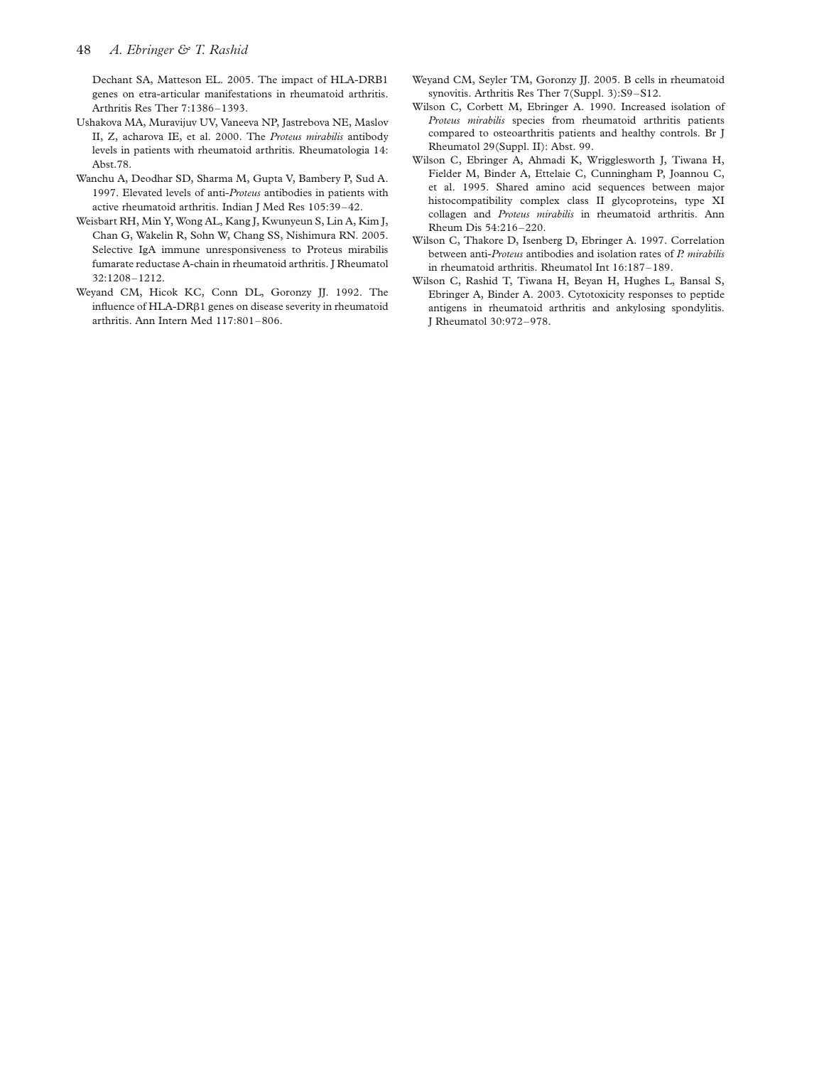Dechant SA, Matteson EL. 2005. The impact of HLA-DRB1 genes on etra-articular manifestations in rheumatoid arthritis. Arthritis Res Ther 7:1386–1393.

Ushakova MA, Muravijuv UV, Vaneeva NP, Jastrebova NE, Maslov II, Z, acharova IE, et al. 2000. The *Proteus mirabilis* antibody levels in patients with rheumatoid arthritis. Rheumatologia 14: Abst.78.

Wanchu A, Deodhar SD, Sharma M, Gupta V, Bambery P, Sud A. 1997. Elevated levels of anti-*Proteus* antibodies in patients with active rheumatoid arthritis. Indian J Med Res 105:39–42.

Weisbart RH, Min Y, Wong AL, Kang J, Kwunyeun S, Lin A, Kim J, Chan G, Wakelin R, Sohn W, Chang SS, Nishimura RN. 2005. Selective IgA immune unresponsiveness to Proteus mirabilis fumarate reductase A-chain in rheumatoid arthritis. J Rheumatol 32:1208–1212.

Weyand CM, Hicok KC, Conn DL, Goronzy JJ. 1992. The influence of HLA-DRβ1 genes on disease severity in rheumatoid arthritis. Ann Intern Med 117:801–806.

Weyand CM, Seyler TM, Goronzy JJ. 2005. B cells in rheumatoid synovitis. Arthritis Res Ther 7(Suppl. 3):S9–S12.

Wilson C, Corbett M, Ebringer A. 1990. Increased isolation of *Proteus mirabilis* species from rheumatoid arthritis patients compared to osteoarthritis patients and healthy controls. Br J Rheumatol 29(Suppl. II): Abst. 99.

Wilson C, Ebringer A, Ahmadi K, Wrigglesworth J, Tiwana H, Fielder M, Binder A, Ettelaie C, Cunningham P, Joannou C, et al. 1995. Shared amino acid sequences between major histocompatibility complex class II glycoproteins, type XI collagen and *Proteus mirabilis* in rheumatoid arthritis. Ann Rheum Dis 54:216–220.

Wilson C, Thakore D, Isenberg D, Ebringer A. 1997. Correlation between anti-*Proteus* antibodies and isolation rates of *P. mirabilis* in rheumatoid arthritis. Rheumatol Int 16:187–189.

Wilson C, Rashid T, Tiwana H, Beyan H, Hughes L, Bansal S, Ebringer A, Binder A. 2003. Cytotoxicity responses to peptide antigens in rheumatoid arthritis and ankylosing spondylitis. J Rheumatol 30:972–978.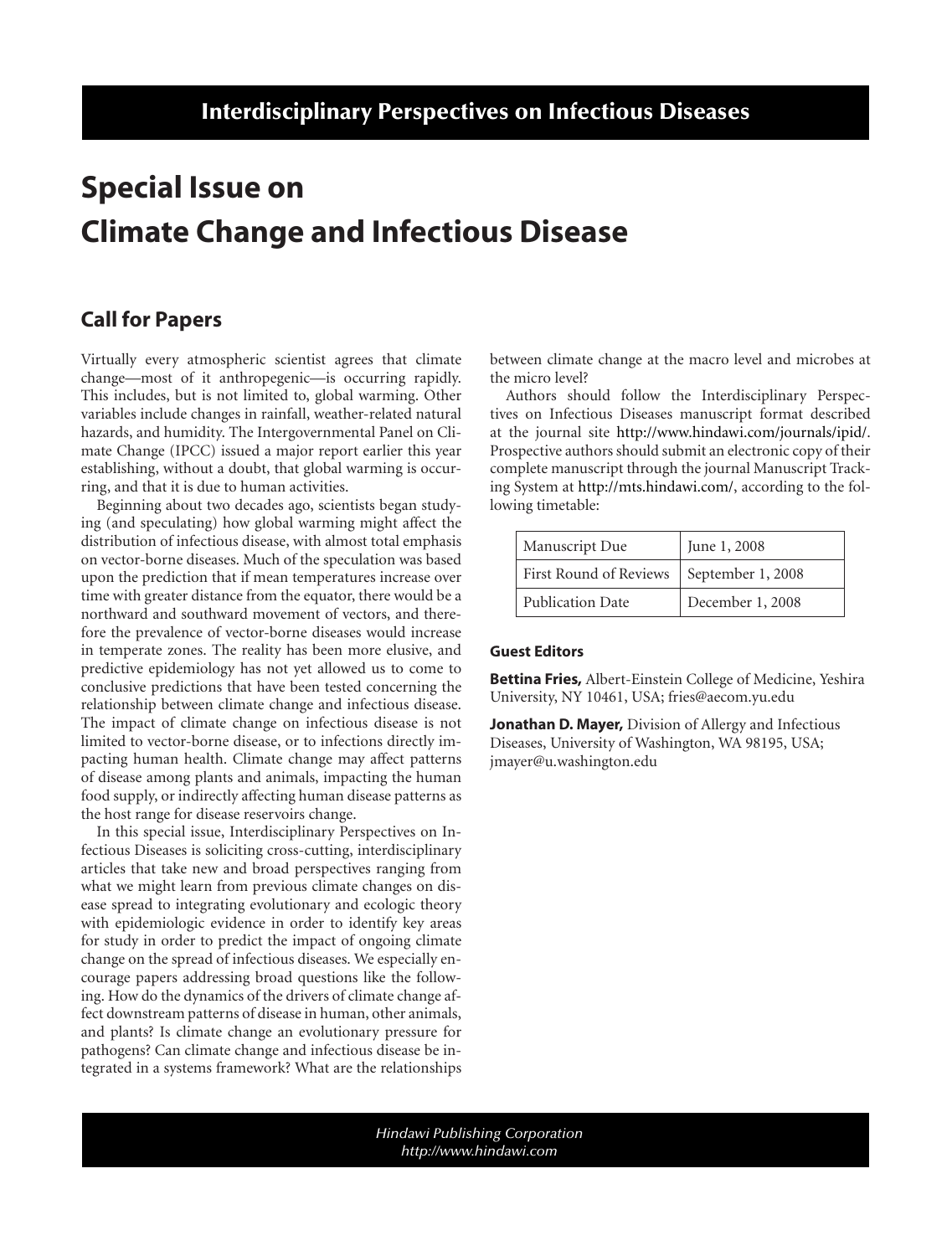# Interdisciplinary Perspectives on Infectious Diseases

# Special Issue on Climate Change and Infectious Disease

## Call for Papers

Virtually every atmospheric scientist agrees that climate change—most of it anthropegenic—is occurring rapidly. This includes, but is not limited to, global warming. Other variables include changes in rainfall, weather-related natural hazards, and humidity. The Intergovernmental Panel on Climate Change (IPCC) issued a major report earlier this year establishing, without a doubt, that global warming is occurring, and that it is due to human activities.

Beginning about two decades ago, scientists began studying (and speculating) how global warming might affect the distribution of infectious disease, with almost total emphasis on vector-borne diseases. Much of the speculation was based upon the prediction that if mean temperatures increase over time with greater distance from the equator, there would be a northward and southward movement of vectors, and therefore the prevalence of vector-borne diseases would increase in temperate zones. The reality has been more elusive, and predictive epidemiology has not yet allowed us to come to conclusive predictions that have been tested concerning the relationship between climate change and infectious disease. The impact of climate change on infectious disease is not limited to vector-borne disease, or to infections directly impacting human health. Climate change may affect patterns of disease among plants and animals, impacting the human food supply, or indirectly affecting human disease patterns as the host range for disease reservoirs change.

In this special issue, Interdisciplinary Perspectives on Infectious Diseases is soliciting cross-cutting, interdisciplinary articles that take new and broad perspectives ranging from what we might learn from previous climate changes on disease spread to integrating evolutionary and ecologic theory with epidemiologic evidence in order to identify key areas for study in order to predict the impact of ongoing climate change on the spread of infectious diseases. We especially encourage papers addressing broad questions like the following. How do the dynamics of the drivers of climate change affect downstream patterns of disease in human, other animals, and plants? Is climate change an evolutionary pressure for pathogens? Can climate change and infectious disease be integrated in a systems framework? What are the relationships between climate change at the macro level and microbes at the micro level?

Authors should follow the Interdisciplinary Perspectives on Infectious Diseases manuscript format described at the journal site http://www.hindawi.com/journals/ipid/. Prospective authors should submit an electronic copy of their complete manuscript through the journal Manuscript Tracking System at http://mts.hindawi.com/, according to the following timetable:

| Manuscript Due | June 1, 2008 |
|---|---|
| First Round of Reviews | September 1, 2008 |
| Publication Date | December 1, 2008 |

### Guest Editors

**Bettina Fries,** Albert-Einstein College of Medicine, Yeshira University, NY 10461, USA; fries@aecom.yu.edu

**Jonathan D. Mayer,** Division of Allergy and Infectious Diseases, University of Washington, WA 98195, USA; jmayer@u.washington.edu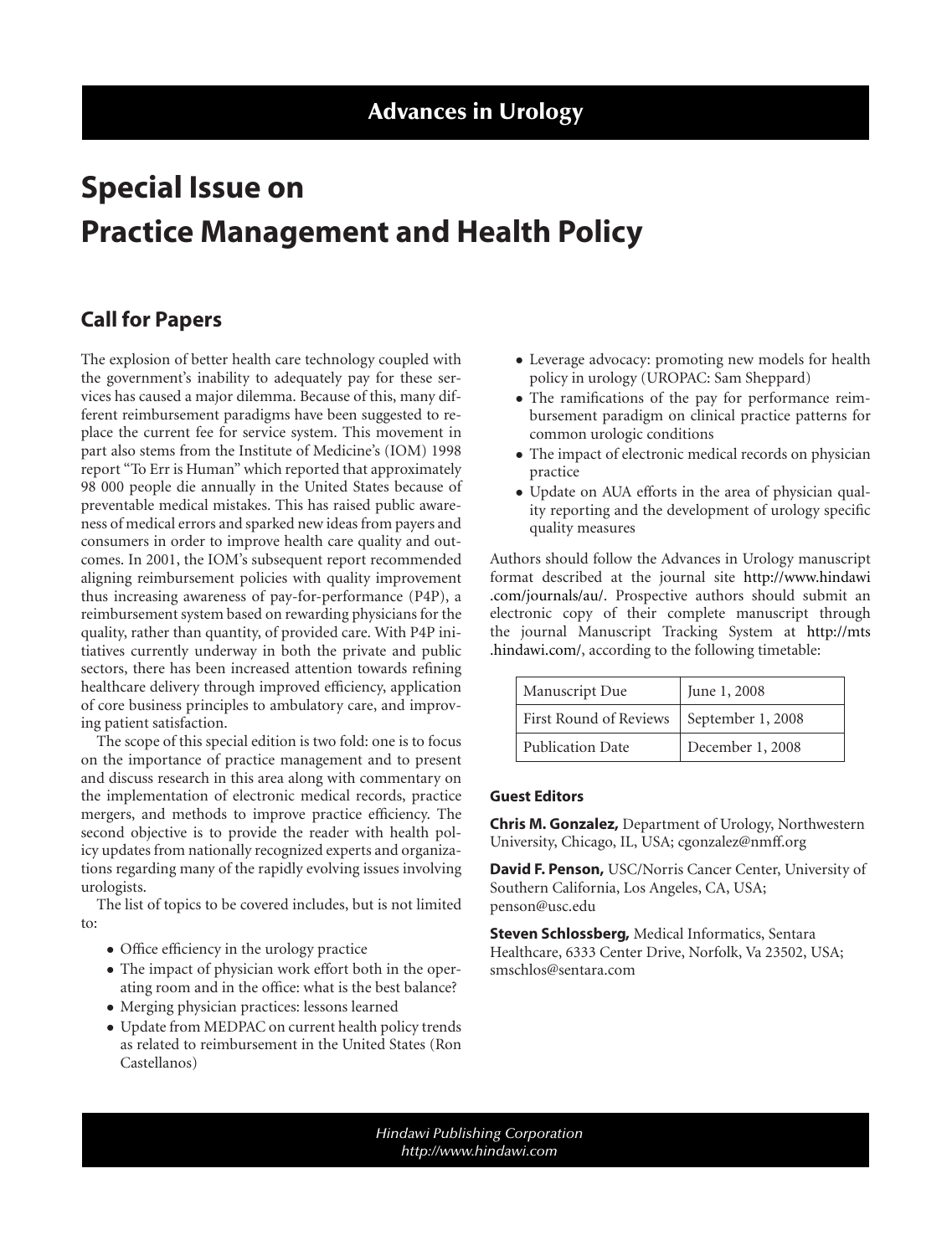# Advances in Urology

# Special Issue on Practice Management and Health Policy

## Call for Papers

The explosion of better health care technology coupled with the government's inability to adequately pay for these services has caused a major dilemma. Because of this, many different reimbursement paradigms have been suggested to replace the current fee for service system. This movement in part also stems from the Institute of Medicine's (IOM) 1998 report "To Err is Human" which reported that approximately 98 000 people die annually in the United States because of preventable medical mistakes. This has raised public awareness of medical errors and sparked new ideas from payers and consumers in order to improve health care quality and outcomes. In 2001, the IOM's subsequent report recommended aligning reimbursement policies with quality improvement thus increasing awareness of pay-for-performance (P4P), a reimbursement system based on rewarding physicians for the quality, rather than quantity, of provided care. With P4P initiatives currently underway in both the private and public sectors, there has been increased attention towards refining healthcare delivery through improved efficiency, application of core business principles to ambulatory care, and improving patient satisfaction.

The scope of this special edition is two fold: one is to focus on the importance of practice management and to present and discuss research in this area along with commentary on the implementation of electronic medical records, practice mergers, and methods to improve practice efficiency. The second objective is to provide the reader with health policy updates from nationally recognized experts and organizations regarding many of the rapidly evolving issues involving urologists.

The list of topics to be covered includes, but is not limited to:

- Office efficiency in the urology practice
- The impact of physician work effort both in the operating room and in the office: what is the best balance?
- Merging physician practices: lessons learned
- Update from MEDPAC on current health policy trends as related to reimbursement in the United States (Ron Castellanos)
- Leverage advocacy: promoting new models for health policy in urology (UROPAC: Sam Sheppard)
- The ramifications of the pay for performance reimbursement paradigm on clinical practice patterns for common urologic conditions
- The impact of electronic medical records on physician practice
- Update on AUA efforts in the area of physician quality reporting and the development of urology specific quality measures

Authors should follow the Advances in Urology manuscript format described at the journal site http://www.hindawi.com/journals/au/. Prospective authors should submit an electronic copy of their complete manuscript through the journal Manuscript Tracking System at http://mts.hindawi.com/, according to the following timetable:

| Manuscript Due | June 1, 2008 |
|---|---|
| First Round of Reviews | September 1, 2008 |
| Publication Date | December 1, 2008 |

### Guest Editors

**Chris M. Gonzalez,** Department of Urology, Northwestern University, Chicago, IL, USA; cgonzalez@nmff.org

**David F. Penson,** USC/Norris Cancer Center, University of Southern California, Los Angeles, CA, USA; penson@usc.edu

**Steven Schlossberg,** Medical Informatics, Sentara Healthcare, 6333 Center Drive, Norfolk, Va 23502, USA; smschlos@sentara.com

*Hindawi Publishing Corporation*
*http://www.hindawi.com*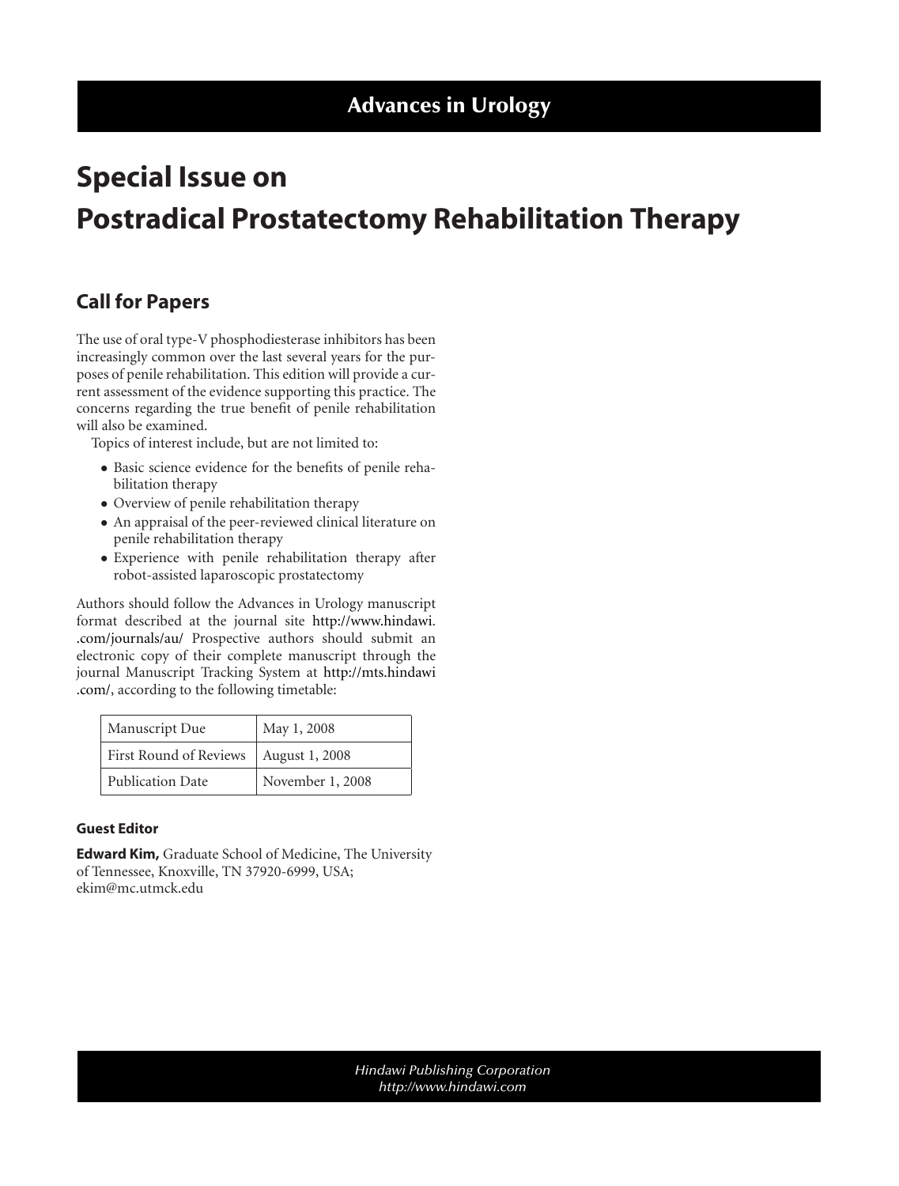# Advances in Urology

# Special Issue on Postradical Prostatectomy Rehabilitation Therapy

## Call for Papers

The use of oral type-V phosphodiesterase inhibitors has been increasingly common over the last several years for the purposes of penile rehabilitation. This edition will provide a current assessment of the evidence supporting this practice. The concerns regarding the true benefit of penile rehabilitation will also be examined.

Topics of interest include, but are not limited to:

- Basic science evidence for the benefits of penile rehabilitation therapy
- Overview of penile rehabilitation therapy
- An appraisal of the peer-reviewed clinical literature on penile rehabilitation therapy
- Experience with penile rehabilitation therapy after robot-assisted laparoscopic prostatectomy

Authors should follow the Advances in Urology manuscript format described at the journal site http://www.hindawi..com/journals/au/ Prospective authors should submit an electronic copy of their complete manuscript through the journal Manuscript Tracking System at http://mts.hindawi.com/, according to the following timetable:

| Manuscript Due | May 1, 2008 |
|---|---|
| First Round of Reviews | August 1, 2008 |
| Publication Date | November 1, 2008 |

### Guest Editor

**Edward Kim,** Graduate School of Medicine, The University of Tennessee, Knoxville, TN 37920-6999, USA; ekim@mc.utmck.edu

*Hindawi Publishing Corporation*
*http://www.hindawi.com*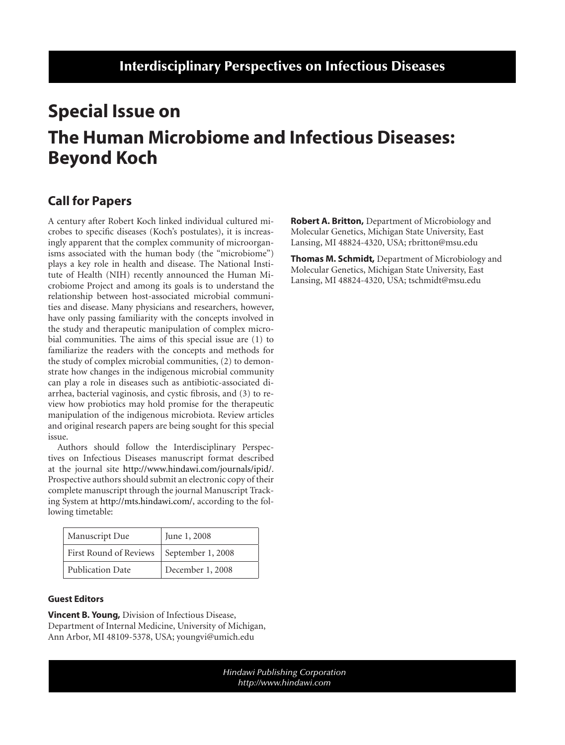# Interdisciplinary Perspectives on Infectious Diseases

# Special Issue on The Human Microbiome and Infectious Diseases: Beyond Koch

## Call for Papers

A century after Robert Koch linked individual cultured microbes to specific diseases (Koch's postulates), it is increasingly apparent that the complex community of microorganisms associated with the human body (the "microbiome") plays a key role in health and disease. The National Institute of Health (NIH) recently announced the Human Microbiome Project and among its goals is to understand the relationship between host-associated microbial communities and disease. Many physicians and researchers, however, have only passing familiarity with the concepts involved in the study and therapeutic manipulation of complex microbial communities. The aims of this special issue are (1) to familiarize the readers with the concepts and methods for the study of complex microbial communities, (2) to demonstrate how changes in the indigenous microbial community can play a role in diseases such as antibiotic-associated diarrhea, bacterial vaginosis, and cystic fibrosis, and (3) to review how probiotics may hold promise for the therapeutic manipulation of the indigenous microbiota. Review articles and original research papers are being sought for this special issue.

Authors should follow the Interdisciplinary Perspectives on Infectious Diseases manuscript format described at the journal site http://www.hindawi.com/journals/ipid/. Prospective authors should submit an electronic copy of their complete manuscript through the journal Manuscript Tracking System at http://mts.hindawi.com/, according to the following timetable:

| Manuscript Due | June 1, 2008 |
|---|---|
| First Round of Reviews | September 1, 2008 |
| Publication Date | December 1, 2008 |

### Guest Editors

**Vincent B. Young,** Division of Infectious Disease, Department of Internal Medicine, University of Michigan, Ann Arbor, MI 48109-5378, USA; youngvi@umich.edu

**Robert A. Britton,** Department of Microbiology and Molecular Genetics, Michigan State University, East Lansing, MI 48824-4320, USA; rbritton@msu.edu

**Thomas M. Schmidt,** Department of Microbiology and Molecular Genetics, Michigan State University, East Lansing, MI 48824-4320, USA; tschmidt@msu.edu

*Hindawi Publishing Corporation*
*http://www.hindawi.com*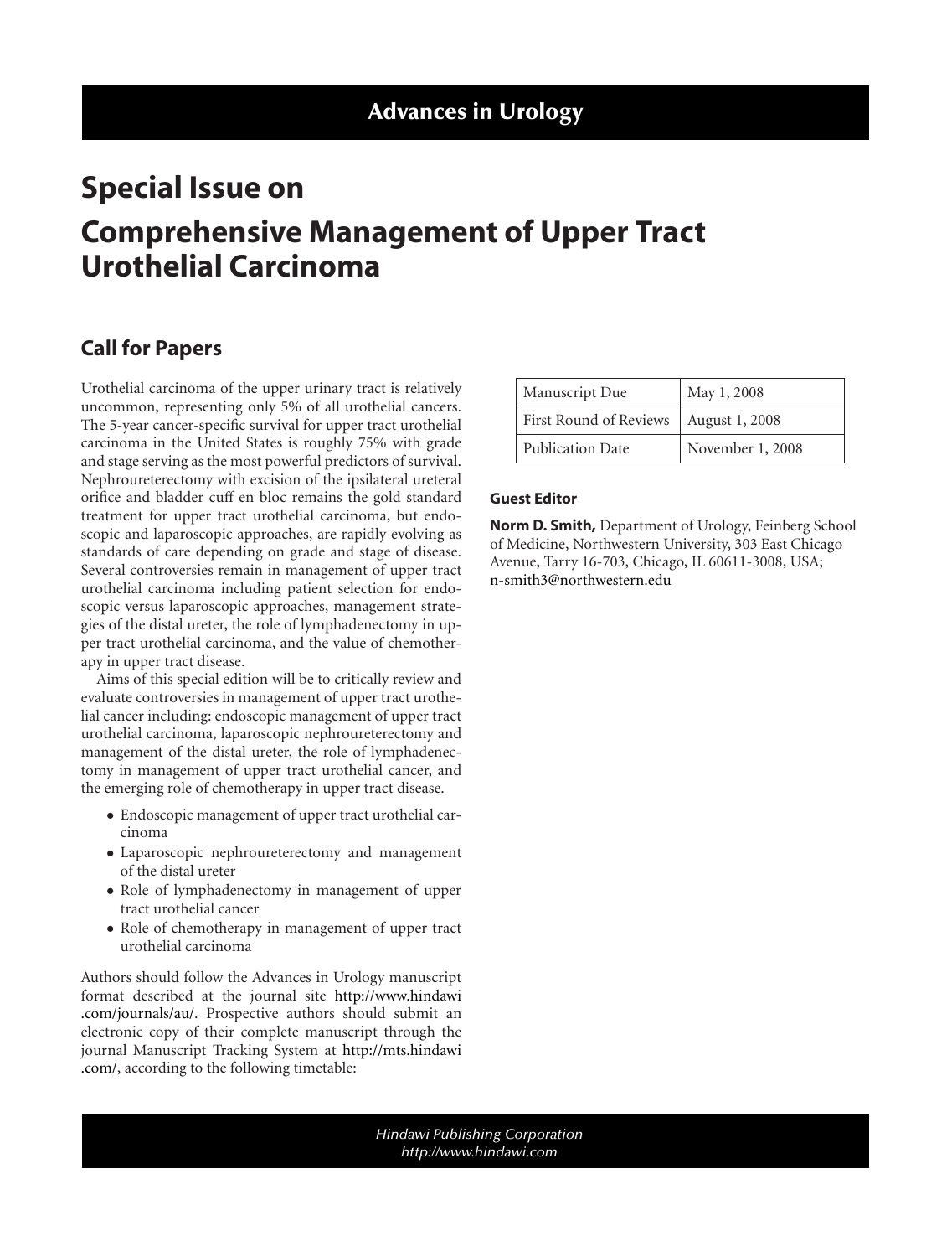# Advances in Urology

# Special Issue on Comprehensive Management of Upper Tract Urothelial Carcinoma

## Call for Papers

Urothelial carcinoma of the upper urinary tract is relatively uncommon, representing only 5% of all urothelial cancers. The 5-year cancer-specific survival for upper tract urothelial carcinoma in the United States is roughly 75% with grade and stage serving as the most powerful predictors of survival. Nephroureterectomy with excision of the ipsilateral ureteral orifice and bladder cuff en bloc remains the gold standard treatment for upper tract urothelial carcinoma, but endoscopic and laparoscopic approaches, are rapidly evolving as standards of care depending on grade and stage of disease. Several controversies remain in management of upper tract urothelial carcinoma including patient selection for endoscopic versus laparoscopic approaches, management strategies of the distal ureter, the role of lymphadenectomy in upper tract urothelial carcinoma, and the value of chemotherapy in upper tract disease.

Aims of this special edition will be to critically review and evaluate controversies in management of upper tract urothelial cancer including: endoscopic management of upper tract urothelial carcinoma, laparoscopic nephroureterectomy and management of the distal ureter, the role of lymphadenectomy in management of upper tract urothelial cancer, and the emerging role of chemotherapy in upper tract disease.

- Endoscopic management of upper tract urothelial carcinoma
- Laparoscopic nephroureterectomy and management of the distal ureter
- Role of lymphadenectomy in management of upper tract urothelial cancer
- Role of chemotherapy in management of upper tract urothelial carcinoma

Authors should follow the Advances in Urology manuscript format described at the journal site http://www.hindawi.com/journals/au/. Prospective authors should submit an electronic copy of their complete manuscript through the journal Manuscript Tracking System at http://mts.hindawi.com/, according to the following timetable:

| Manuscript Due | May 1, 2008 |
|---|---|
| First Round of Reviews | August 1, 2008 |
| Publication Date | November 1, 2008 |

### Guest Editor

**Norm D. Smith,** Department of Urology, Feinberg School of Medicine, Northwestern University, 303 East Chicago Avenue, Tarry 16-703, Chicago, IL 60611-3008, USA; n-smith3@northwestern.edu

*Hindawi Publishing Corporation*
*http://www.hindawi.com*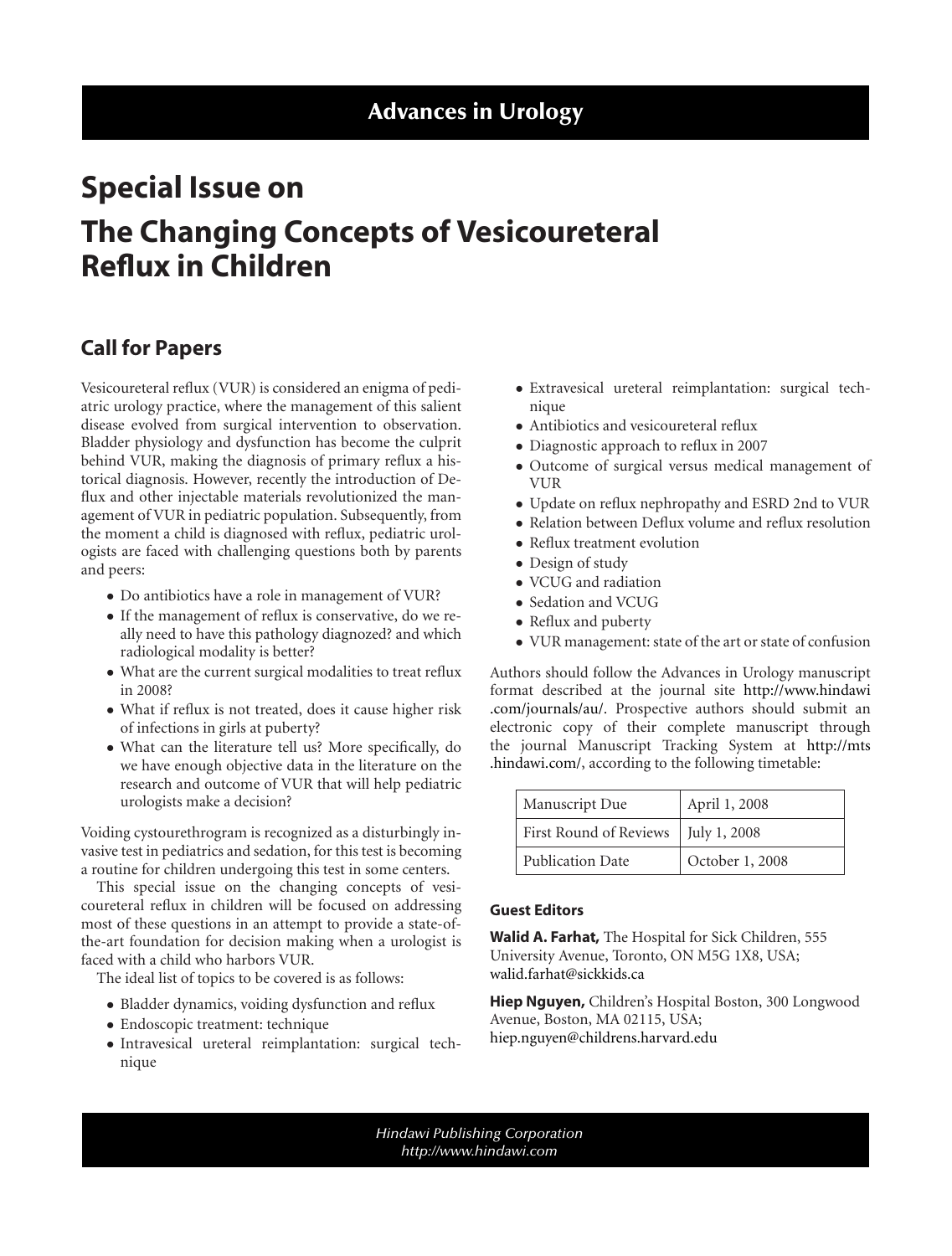# Advances in Urology

# Special Issue on The Changing Concepts of Vesicoureteral Reflux in Children

## Call for Papers

Vesicoureteral reflux (VUR) is considered an enigma of pediatric urology practice, where the management of this salient disease evolved from surgical intervention to observation. Bladder physiology and dysfunction has become the culprit behind VUR, making the diagnosis of primary reflux a historical diagnosis. However, recently the introduction of Deflux and other injectable materials revolutionized the management of VUR in pediatric population. Subsequently, from the moment a child is diagnosed with reflux, pediatric urologists are faced with challenging questions both by parents and peers:

- Do antibiotics have a role in management of VUR?
- If the management of reflux is conservative, do we really need to have this pathology diagnozed? and which radiological modality is better?
- What are the current surgical modalities to treat reflux in 2008?
- What if reflux is not treated, does it cause higher risk of infections in girls at puberty?
- What can the literature tell us? More specifically, do we have enough objective data in the literature on the research and outcome of VUR that will help pediatric urologists make a decision?

Voiding cystourethrogram is recognized as a disturbingly invasive test in pediatrics and sedation, for this test is becoming a routine for children undergoing this test in some centers.

This special issue on the changing concepts of vesicoureteral reflux in children will be focused on addressing most of these questions in an attempt to provide a state-of-the-art foundation for decision making when a urologist is faced with a child who harbors VUR.

The ideal list of topics to be covered is as follows:

- Bladder dynamics, voiding dysfunction and reflux
- Endoscopic treatment: technique
- Intravesical ureteral reimplantation: surgical technique
- Extravesical ureteral reimplantation: surgical technique
- Antibiotics and vesicoureteral reflux
- Diagnostic approach to reflux in 2007
- Outcome of surgical versus medical management of VUR
- Update on reflux nephropathy and ESRD 2nd to VUR
- Relation between Deflux volume and reflux resolution
- Reflux treatment evolution
- Design of study
- VCUG and radiation
- Sedation and VCUG
- Reflux and puberty
- VUR management: state of the art or state of confusion

Authors should follow the Advances in Urology manuscript format described at the journal site http://www.hindawi.com/journals/au/. Prospective authors should submit an electronic copy of their complete manuscript through the journal Manuscript Tracking System at http://mts.hindawi.com/, according to the following timetable:

| | |
|---|---|
| Manuscript Due | April 1, 2008 |
| First Round of Reviews | July 1, 2008 |
| Publication Date | October 1, 2008 |

### Guest Editors

**Walid A. Farhat,** The Hospital for Sick Children, 555 University Avenue, Toronto, ON M5G 1X8, USA; walid.farhat@sickkids.ca

**Hiep Nguyen,** Children's Hospital Boston, 300 Longwood Avenue, Boston, MA 02115, USA; hiep.nguyen@childrens.harvard.edu

*Hindawi Publishing Corporation*
*http://www.hindawi.com*